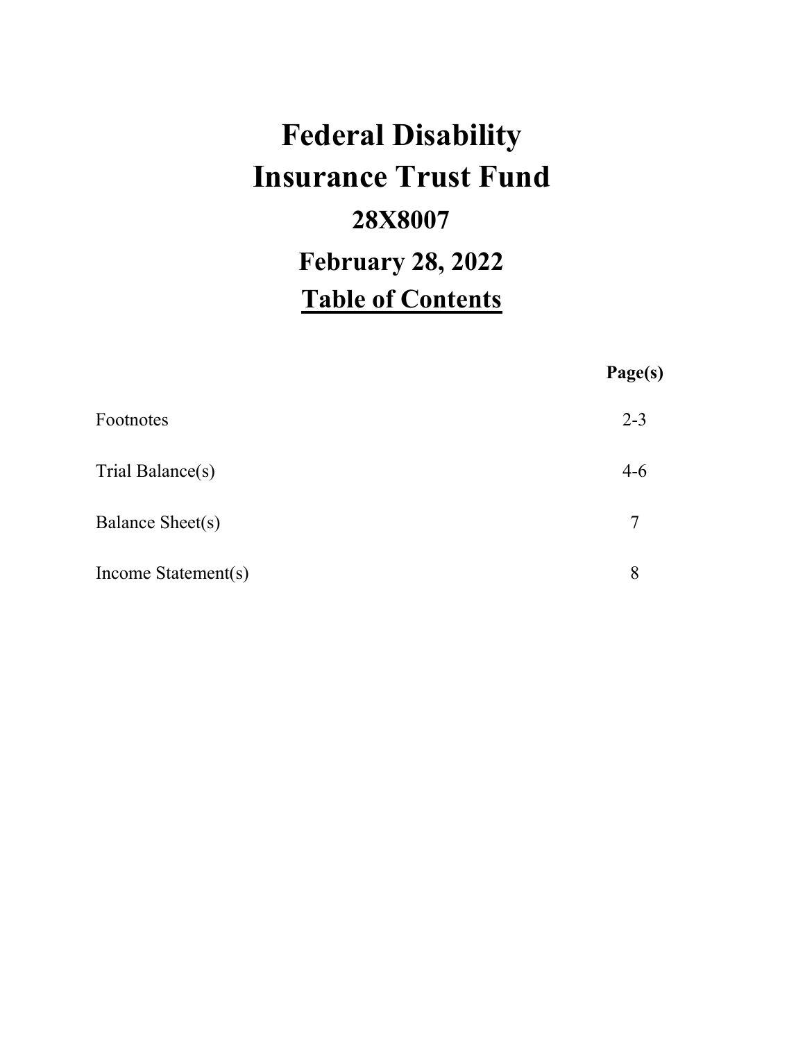# Federal Disability Insurance Trust Fund

## 28X8007

## February 28, 2022

## Table of Contents

| | Page(s) |
|---|---|
| Footnotes | 2-3 |
| Trial Balance(s) | 4-6 |
| Balance Sheet(s) | 7 |
| Income Statement(s) | 8 |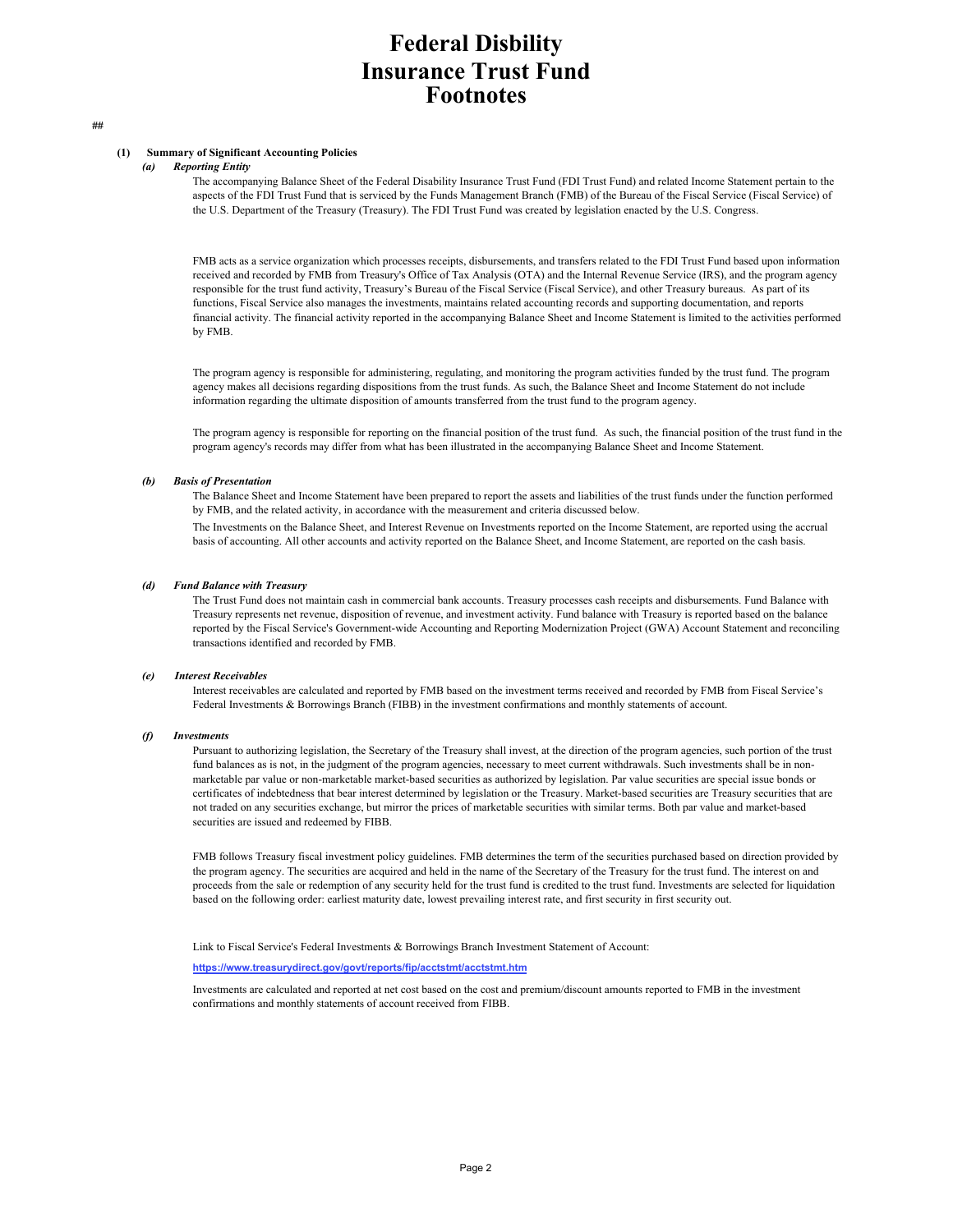# Federal Disbility Insurance Trust Fund Footnotes

##

**(1) Summary of Significant Accounting Policies**

***(a) Reporting Entity***

The accompanying Balance Sheet of the Federal Disability Insurance Trust Fund (FDI Trust Fund) and related Income Statement pertain to the aspects of the FDI Trust Fund that is serviced by the Funds Management Branch (FMB) of the Bureau of the Fiscal Service (Fiscal Service) of the U.S. Department of the Treasury (Treasury). The FDI Trust Fund was created by legislation enacted by the U.S. Congress.

FMB acts as a service organization which processes receipts, disbursements, and transfers related to the FDI Trust Fund based upon information received and recorded by FMB from Treasury's Office of Tax Analysis (OTA) and the Internal Revenue Service (IRS), and the program agency responsible for the trust fund activity, Treasury's Bureau of the Fiscal Service (Fiscal Service), and other Treasury bureaus. As part of its functions, Fiscal Service also manages the investments, maintains related accounting records and supporting documentation, and reports financial activity. The financial activity reported in the accompanying Balance Sheet and Income Statement is limited to the activities performed by FMB.

The program agency is responsible for administering, regulating, and monitoring the program activities funded by the trust fund. The program agency makes all decisions regarding dispositions from the trust funds. As such, the Balance Sheet and Income Statement do not include information regarding the ultimate disposition of amounts transferred from the trust fund to the program agency.

The program agency is responsible for reporting on the financial position of the trust fund. As such, the financial position of the trust fund in the program agency's records may differ from what has been illustrated in the accompanying Balance Sheet and Income Statement.

***(b) Basis of Presentation***

The Balance Sheet and Income Statement have been prepared to report the assets and liabilities of the trust funds under the function performed by FMB, and the related activity, in accordance with the measurement and criteria discussed below.

The Investments on the Balance Sheet, and Interest Revenue on Investments reported on the Income Statement, are reported using the accrual basis of accounting. All other accounts and activity reported on the Balance Sheet, and Income Statement, are reported on the cash basis.

***(d) Fund Balance with Treasury***

The Trust Fund does not maintain cash in commercial bank accounts. Treasury processes cash receipts and disbursements. Fund Balance with Treasury represents net revenue, disposition of revenue, and investment activity. Fund balance with Treasury is reported based on the balance reported by the Fiscal Service's Government-wide Accounting and Reporting Modernization Project (GWA) Account Statement and reconciling transactions identified and recorded by FMB.

***(e) Interest Receivables***

Interest receivables are calculated and reported by FMB based on the investment terms received and recorded by FMB from Fiscal Service's Federal Investments & Borrowings Branch (FIBB) in the investment confirmations and monthly statements of account.

***(f) Investments***

Pursuant to authorizing legislation, the Secretary of the Treasury shall invest, at the direction of the program agencies, such portion of the trust fund balances as is not, in the judgment of the program agencies, necessary to meet current withdrawals. Such investments shall be in non-marketable par value or non-marketable market-based securities as authorized by legislation. Par value securities are special issue bonds or certificates of indebtedness that bear interest determined by legislation or the Treasury. Market-based securities are Treasury securities that are not traded on any securities exchange, but mirror the prices of marketable securities with similar terms. Both par value and market-based securities are issued and redeemed by FIBB.

FMB follows Treasury fiscal investment policy guidelines. FMB determines the term of the securities purchased based on direction provided by the program agency. The securities are acquired and held in the name of the Secretary of the Treasury for the trust fund. The interest on and proceeds from the sale or redemption of any security held for the trust fund is credited to the trust fund. Investments are selected for liquidation based on the following order: earliest maturity date, lowest prevailing interest rate, and first security in first security out.

Link to Fiscal Service's Federal Investments & Borrowings Branch Investment Statement of Account:

**https://www.treasurydirect.gov/govt/reports/fip/acctstmt/acctstmt.htm**

Investments are calculated and reported at net cost based on the cost and premium/discount amounts reported to FMB in the investment confirmations and monthly statements of account received from FIBB.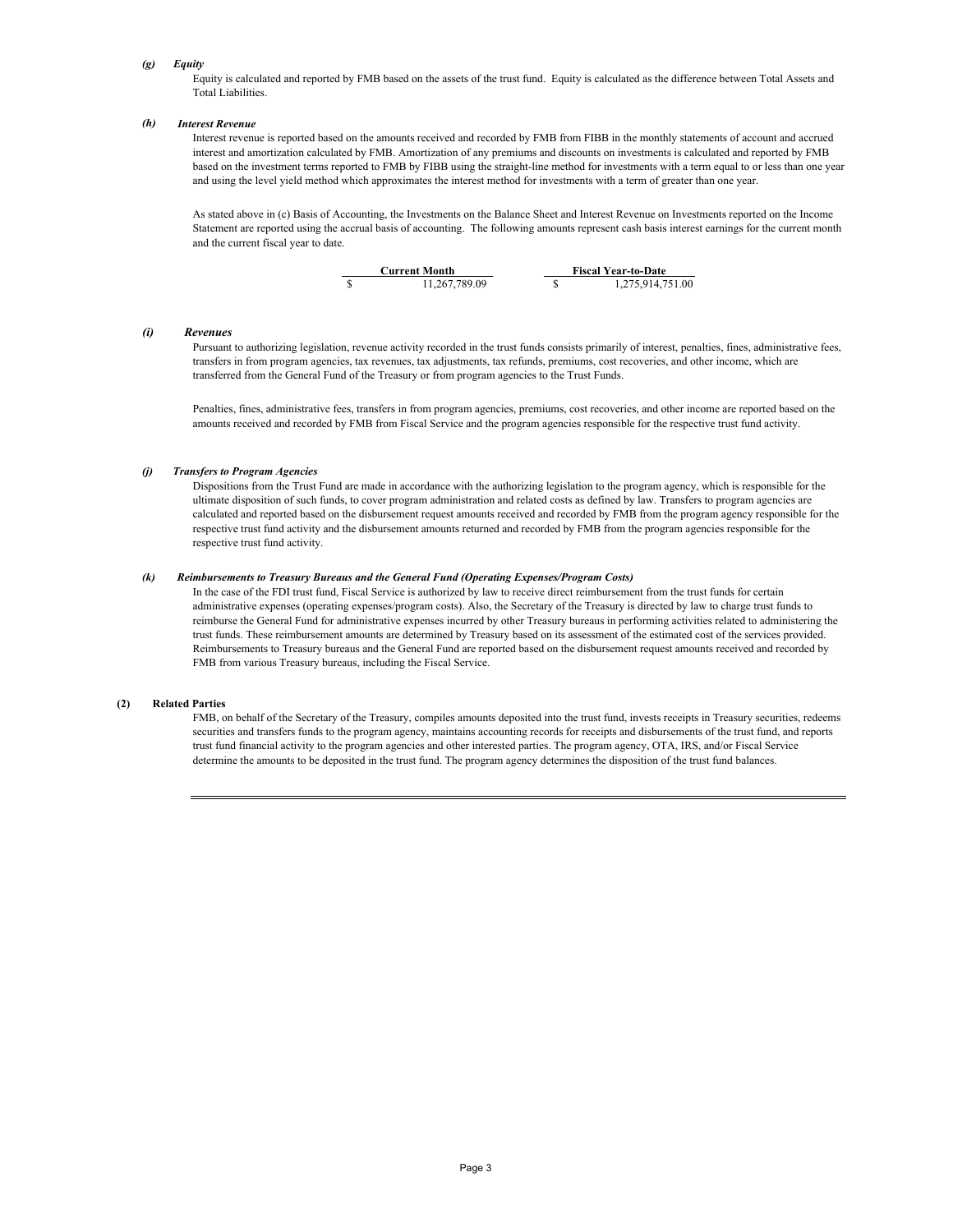### *(g) Equity*

Equity is calculated and reported by FMB based on the assets of the trust fund. Equity is calculated as the difference between Total Assets and Total Liabilities.

### *(h) Interest Revenue*

Interest revenue is reported based on the amounts received and recorded by FMB from FIBB in the monthly statements of account and accrued interest and amortization calculated by FMB. Amortization of any premiums and discounts on investments is calculated and reported by FMB based on the investment terms reported to FMB by FIBB using the straight-line method for investments with a term equal to or less than one year and using the level yield method which approximates the interest method for investments with a term of greater than one year.

As stated above in (c) Basis of Accounting, the Investments on the Balance Sheet and Interest Revenue on Investments reported on the Income Statement are reported using the accrual basis of accounting. The following amounts represent cash basis interest earnings for the current month and the current fiscal year to date.

| Current Month | Fiscal Year-to-Date |
|---|---|
| $ 11,267,789.09 | $ 1,275,914,751.00 |

### *(i) Revenues*

Pursuant to authorizing legislation, revenue activity recorded in the trust funds consists primarily of interest, penalties, fines, administrative fees, transfers in from program agencies, tax revenues, tax adjustments, tax refunds, premiums, cost recoveries, and other income, which are transferred from the General Fund of the Treasury or from program agencies to the Trust Funds.

Penalties, fines, administrative fees, transfers in from program agencies, premiums, cost recoveries, and other income are reported based on the amounts received and recorded by FMB from Fiscal Service and the program agencies responsible for the respective trust fund activity.

### *(j) Transfers to Program Agencies*

Dispositions from the Trust Fund are made in accordance with the authorizing legislation to the program agency, which is responsible for the ultimate disposition of such funds, to cover program administration and related costs as defined by law. Transfers to program agencies are calculated and reported based on the disbursement request amounts received and recorded by FMB from the program agency responsible for the respective trust fund activity and the disbursement amounts returned and recorded by FMB from the program agencies responsible for the respective trust fund activity.

### *(k) Reimbursements to Treasury Bureaus and the General Fund (Operating Expenses/Program Costs)*

In the case of the FDI trust fund, Fiscal Service is authorized by law to receive direct reimbursement from the trust funds for certain administrative expenses (operating expenses/program costs). Also, the Secretary of the Treasury is directed by law to charge trust funds to reimburse the General Fund for administrative expenses incurred by other Treasury bureaus in performing activities related to administering the trust funds. These reimbursement amounts are determined by Treasury based on its assessment of the estimated cost of the services provided. Reimbursements to Treasury bureaus and the General Fund are reported based on the disbursement request amounts received and recorded by FMB from various Treasury bureaus, including the Fiscal Service.

## (2) Related Parties

FMB, on behalf of the Secretary of the Treasury, compiles amounts deposited into the trust fund, invests receipts in Treasury securities, redeems securities and transfers funds to the program agency, maintains accounting records for receipts and disbursements of the trust fund, and reports trust fund financial activity to the program agencies and other interested parties. The program agency, OTA, IRS, and/or Fiscal Service determine the amounts to be deposited in the trust fund. The program agency determines the disposition of the trust fund balances.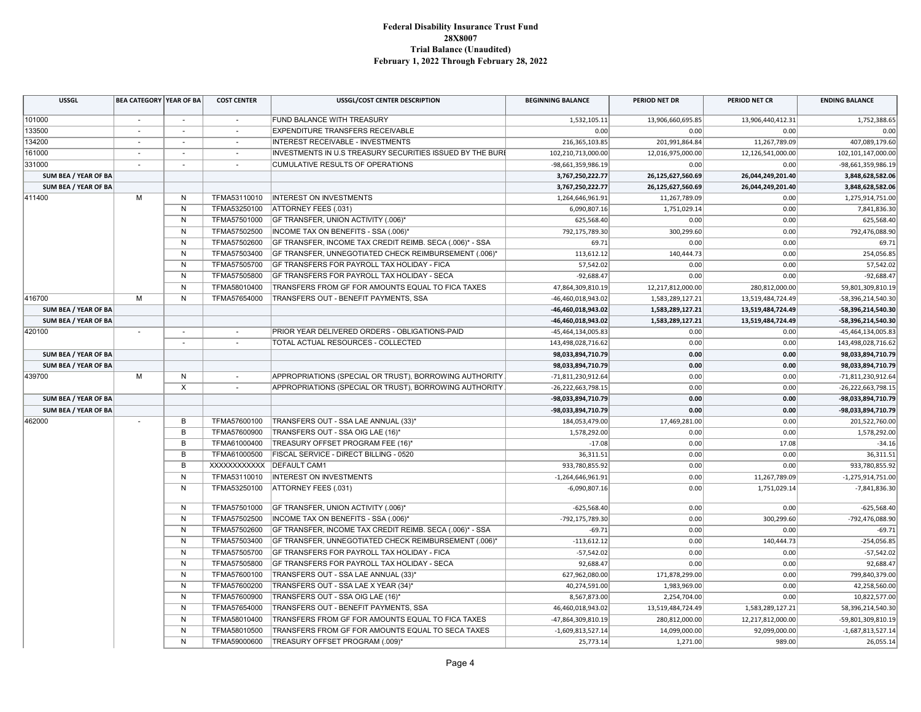# Federal Disability Insurance Trust Fund
## 28X8007
## Trial Balance (Unaudited)
## February 1, 2022 Through February 28, 2022

| USSGL | BEA CATEGORY | YEAR OF BA | COST CENTER | USSGL/COST CENTER DESCRIPTION | BEGINNING BALANCE | PERIOD NET DR | PERIOD NET CR | ENDING BALANCE |
|---|---|---|---|---|---|---|---|---|
| 101000 | - | - | - | FUND BALANCE WITH TREASURY | 1,532,105.11 | 13,906,660,695.85 | 13,906,440,412.31 | 1,752,388.65 |
| 133500 | - | - | - | EXPENDITURE TRANSFERS RECEIVABLE | 0.00 | 0.00 | 0.00 | 0.00 |
| 134200 | - | - | - | INTEREST RECEIVABLE - INVESTMENTS | 216,365,103.85 | 201,991,864.84 | 11,267,789.09 | 407,089,179.60 |
| 161000 | - | - | - | INVESTMENTS IN U.S TREASURY SECURITIES ISSUED BY THE BURE | 102,210,713,000.00 | 12,016,975,000.00 | 12,126,541,000.00 | 102,101,147,000.00 |
| 331000 | - | - | - | CUMULATIVE RESULTS OF OPERATIONS | -98,661,359,986.19 | 0.00 | 0.00 | -98,661,359,986.19 |
| **SUM BEA / YEAR OF BA** | | | | | **3,767,250,222.77** | **26,125,627,560.69** | **26,044,249,201.40** | **3,848,628,582.06** |
| **SUM BEA / YEAR OF BA** | | | | | **3,767,250,222.77** | **26,125,627,560.69** | **26,044,249,201.40** | **3,848,628,582.06** |
| 411400 | M | N | TFMA53110010 | INTEREST ON INVESTMENTS | 1,264,646,961.91 | 11,267,789.09 | 0.00 | 1,275,914,751.00 |
| | | N | TFMA53250100 | ATTORNEY FEES (.031) | 6,090,807.16 | 1,751,029.14 | 0.00 | 7,841,836.30 |
| | | N | TFMA57501000 | GF TRANSFER, UNION ACTIVITY (.006)* | 625,568.40 | 0.00 | 0.00 | 625,568.40 |
| | | N | TFMA57502500 | INCOME TAX ON BENEFITS - SSA (.006)* | 792,175,789.30 | 300,299.60 | 0.00 | 792,476,088.90 |
| | | N | TFMA57502600 | GF TRANSFER, INCOME TAX CREDIT REIMB. SECA (.006)* - SSA | 69.71 | 0.00 | 0.00 | 69.71 |
| | | N | TFMA57503400 | GF TRANSFER, UNNEGOTIATED CHECK REIMBURSEMENT (.006)* | 113,612.12 | 140,444.73 | 0.00 | 254,056.85 |
| | | N | TFMA57505700 | GF TRANSFERS FOR PAYROLL TAX HOLIDAY - FICA | 57,542.02 | 0.00 | 0.00 | 57,542.02 |
| | | N | TFMA57505800 | GF TRANSFERS FOR PAYROLL TAX HOLIDAY - SECA | -92,688.47 | 0.00 | 0.00 | -92,688.47 |
| | | N | TFMA58010400 | TRANSFERS FROM GF FOR AMOUNTS EQUAL TO FICA TAXES | 47,864,309,810.19 | 12,217,812,000.00 | 280,812,000.00 | 59,801,309,810.19 |
| 416700 | M | N | TFMA57654000 | TRANSFERS OUT - BENEFIT PAYMENTS, SSA | -46,460,018,943.02 | 1,583,289,127.21 | 13,519,484,724.49 | -58,396,214,540.30 |
| **SUM BEA / YEAR OF BA** | | | | | **-46,460,018,943.02** | **1,583,289,127.21** | **13,519,484,724.49** | **-58,396,214,540.30** |
| **SUM BEA / YEAR OF BA** | | | | | **-46,460,018,943.02** | **1,583,289,127.21** | **13,519,484,724.49** | **-58,396,214,540.30** |
| 420100 | - | - | - | PRIOR YEAR DELIVERED ORDERS - OBLIGATIONS-PAID | -45,464,134,005.83 | 0.00 | 0.00 | -45,464,134,005.83 |
| | | - | - | TOTAL ACTUAL RESOURCES - COLLECTED | 143,498,028,716.62 | 0.00 | 0.00 | 143,498,028,716.62 |
| **SUM BEA / YEAR OF BA** | | | | | **98,033,894,710.79** | **0.00** | **0.00** | **98,033,894,710.79** |
| **SUM BEA / YEAR OF BA** | | | | | **98,033,894,710.79** | **0.00** | **0.00** | **98,033,894,710.79** |
| 439700 | M | N | - | APPROPRIATIONS (SPECIAL OR TRUST), BORROWING AUTHORITY | -71,811,230,912.64 | 0.00 | 0.00 | -71,811,230,912.64 |
| | | X | - | APPROPRIATIONS (SPECIAL OR TRUST), BORROWING AUTHORITY | -26,222,663,798.15 | 0.00 | 0.00 | -26,222,663,798.15 |
| **SUM BEA / YEAR OF BA** | | | | | **-98,033,894,710.79** | **0.00** | **0.00** | **-98,033,894,710.79** |
| **SUM BEA / YEAR OF BA** | | | | | **-98,033,894,710.79** | **0.00** | **0.00** | **-98,033,894,710.79** |
| 462000 | - | B | TFMA57600100 | TRANSFERS OUT - SSA LAE ANNUAL (33)* | 184,053,479.00 | 17,469,281.00 | 0.00 | 201,522,760.00 |
| | | B | TFMA57600900 | TRANSFERS OUT - SSA OIG LAE (16)* | 1,578,292.00 | 0.00 | 0.00 | 1,578,292.00 |
| | | B | TFMA61000400 | TREASURY OFFSET PROGRAM FEE (16)* | -17.08 | 0.00 | 17.08 | -34.16 |
| | | B | TFMA61000500 | FISCAL SERVICE - DIRECT BILLING - 0520 | 36,311.51 | 0.00 | 0.00 | 36,311.51 |
| | | B | XXXXXXXXXXXX | DEFAULT CAM1 | 933,780,855.92 | 0.00 | 0.00 | 933,780,855.92 |
| | | N | TFMA53110010 | INTEREST ON INVESTMENTS | -1,264,646,961.91 | 0.00 | 11,267,789.09 | -1,275,914,751.00 |
| | | N | TFMA53250100 | ATTORNEY FEES (.031) | -6,090,807.16 | 0.00 | 1,751,029.14 | -7,841,836.30 |
| | | N | TFMA57501000 | GF TRANSFER, UNION ACTIVITY (.006)* | -625,568.40 | 0.00 | 0.00 | -625,568.40 |
| | | N | TFMA57502500 | INCOME TAX ON BENEFITS - SSA (.006)* | -792,175,789.30 | 0.00 | 300,299.60 | -792,476,088.90 |
| | | N | TFMA57502600 | GF TRANSFER, INCOME TAX CREDIT REIMB. SECA (.006)* - SSA | -69.71 | 0.00 | 0.00 | -69.71 |
| | | N | TFMA57503400 | GF TRANSFER, UNNEGOTIATED CHECK REIMBURSEMENT (.006)* | -113,612.12 | 0.00 | 140,444.73 | -254,056.85 |
| | | N | TFMA57505700 | GF TRANSFERS FOR PAYROLL TAX HOLIDAY - FICA | -57,542.02 | 0.00 | 0.00 | -57,542.02 |
| | | N | TFMA57505800 | GF TRANSFERS FOR PAYROLL TAX HOLIDAY - SECA | 92,688.47 | 0.00 | 0.00 | 92,688.47 |
| | | N | TFMA57600100 | TRANSFERS OUT - SSA LAE ANNUAL (33)* | 627,962,080.00 | 171,878,299.00 | 0.00 | 799,840,379.00 |
| | | N | TFMA57600200 | TRANSFERS OUT - SSA LAE X YEAR (34)* | 40,274,591.00 | 1,983,969.00 | 0.00 | 42,258,560.00 |
| | | N | TFMA57600900 | TRANSFERS OUT - SSA OIG LAE (16)* | 8,567,873.00 | 2,254,704.00 | 0.00 | 10,822,577.00 |
| | | N | TFMA57654000 | TRANSFERS OUT - BENEFIT PAYMENTS, SSA | 46,460,018,943.02 | 13,519,484,724.49 | 1,583,289,127.21 | 58,396,214,540.30 |
| | | N | TFMA58010400 | TRANSFERS FROM GF FOR AMOUNTS EQUAL TO FICA TAXES | -47,864,309,810.19 | 280,812,000.00 | 12,217,812,000.00 | -59,801,309,810.19 |
| | | N | TFMA58010500 | TRANSFERS FROM GF FOR AMOUNTS EQUAL TO SECA TAXES | -1,609,813,527.14 | 14,099,000.00 | 92,099,000.00 | -1,687,813,527.14 |
| | | N | TFMA59000600 | TREASURY OFFSET PROGRAM (.009)* | 25,773.14 | 1,271.00 | 989.00 | 26,055.14 |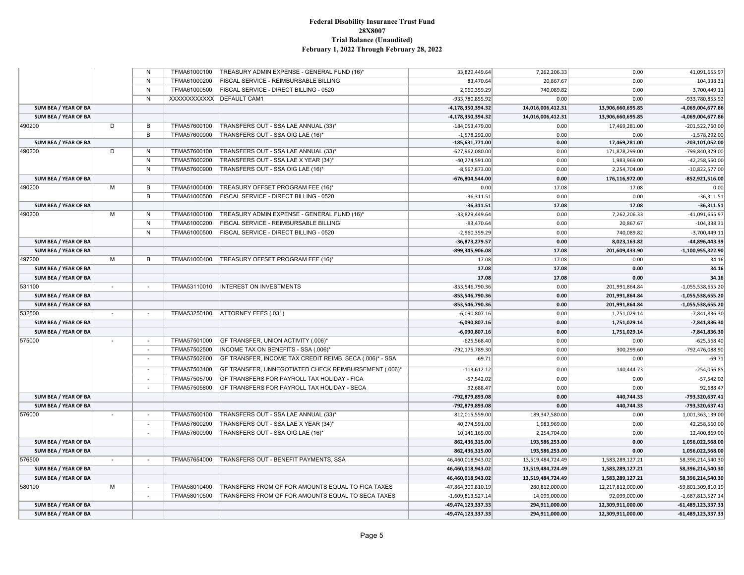# Federal Disability Insurance Trust Fund
## 28X8007
## Trial Balance (Unaudited)
## February 1, 2022 Through February 28, 2022

| | | | | | | | | |
|---|---|---|---|---|---|---|---|---|
| | | N | TFMA61000100 | TREASURY ADMIN EXPENSE - GENERAL FUND (16)* | 33,829,449.64 | 7,262,206.33 | 0.00 | 41,091,655.97 |
| | | N | TFMA61000200 | FISCAL SERVICE - REIMBURSABLE BILLING | 83,470.64 | 20,867.67 | 0.00 | 104,338.31 |
| | | N | TFMA61000500 | FISCAL SERVICE - DIRECT BILLING - 0520 | 2,960,359.29 | 740,089.82 | 0.00 | 3,700,449.11 |
| | | N | XXXXXXXXXXXX | DEFAULT CAM1 | -933,780,855.92 | 0.00 | 0.00 | -933,780,855.92 |
| **SUM BEA / YEAR OF BA** | | | | | **-4,178,350,394.32** | **14,016,006,412.31** | **13,906,660,695.85** | **-4,069,004,677.86** |
| **SUM BEA / YEAR OF BA** | | | | | **-4,178,350,394.32** | **14,016,006,412.31** | **13,906,660,695.85** | **-4,069,004,677.86** |
| 490200 | D | B | TFMA57600100 | TRANSFERS OUT - SSA LAE ANNUAL (33)* | -184,053,479.00 | 0.00 | 17,469,281.00 | -201,522,760.00 |
| | | B | TFMA57600900 | TRANSFERS OUT - SSA OIG LAE (16)* | -1,578,292.00 | 0.00 | 0.00 | -1,578,292.00 |
| **SUM BEA / YEAR OF BA** | | | | | **-185,631,771.00** | **0.00** | **17,469,281.00** | **-203,101,052.00** |
| 490200 | D | N | TFMA57600100 | TRANSFERS OUT - SSA LAE ANNUAL (33)* | -627,962,080.00 | 0.00 | 171,878,299.00 | -799,840,379.00 |
| | | N | TFMA57600200 | TRANSFERS OUT - SSA LAE X YEAR (34)* | -40,274,591.00 | 0.00 | 1,983,969.00 | -42,258,560.00 |
| | | N | TFMA57600900 | TRANSFERS OUT - SSA OIG LAE (16)* | -8,567,873.00 | 0.00 | 2,254,704.00 | -10,822,577.00 |
| **SUM BEA / YEAR OF BA** | | | | | **-676,804,544.00** | **0.00** | **176,116,972.00** | **-852,921,516.00** |
| 490200 | M | B | TFMA61000400 | TREASURY OFFSET PROGRAM FEE (16)* | 0.00 | 17.08 | 17.08 | 0.00 |
| | | B | TFMA61000500 | FISCAL SERVICE - DIRECT BILLING - 0520 | -36,311.51 | 0.00 | 0.00 | -36,311.51 |
| **SUM BEA / YEAR OF BA** | | | | | **-36,311.51** | **17.08** | **17.08** | **-36,311.51** |
| 490200 | M | N | TFMA61000100 | TREASURY ADMIN EXPENSE - GENERAL FUND (16)* | -33,829,449.64 | 0.00 | 7,262,206.33 | -41,091,655.97 |
| | | N | TFMA61000200 | FISCAL SERVICE - REIMBURSABLE BILLING | -83,470.64 | 0.00 | 20,867.67 | -104,338.31 |
| | | N | TFMA61000500 | FISCAL SERVICE - DIRECT BILLING - 0520 | -2,960,359.29 | 0.00 | 740,089.82 | -3,700,449.11 |
| **SUM BEA / YEAR OF BA** | | | | | **-36,873,279.57** | **0.00** | **8,023,163.82** | **-44,896,443.39** |
| **SUM BEA / YEAR OF BA** | | | | | **-899,345,906.08** | **17.08** | **201,609,433.90** | **-1,100,955,322.90** |
| 497200 | M | B | TFMA61000400 | TREASURY OFFSET PROGRAM FEE (16)* | 17.08 | 17.08 | 0.00 | 34.16 |
| **SUM BEA / YEAR OF BA** | | | | | **17.08** | **17.08** | **0.00** | **34.16** |
| **SUM BEA / YEAR OF BA** | | | | | **17.08** | **17.08** | **0.00** | **34.16** |
| 531100 | - | - | TFMA53110010 | INTEREST ON INVESTMENTS | -853,546,790.36 | 0.00 | 201,991,864.84 | -1,055,538,655.20 |
| **SUM BEA / YEAR OF BA** | | | | | **-853,546,790.36** | **0.00** | **201,991,864.84** | **-1,055,538,655.20** |
| **SUM BEA / YEAR OF BA** | | | | | **-853,546,790.36** | **0.00** | **201,991,864.84** | **-1,055,538,655.20** |
| 532500 | - | - | TFMA53250100 | ATTORNEY FEES (.031) | -6,090,807.16 | 0.00 | 1,751,029.14 | -7,841,836.30 |
| **SUM BEA / YEAR OF BA** | | | | | **-6,090,807.16** | **0.00** | **1,751,029.14** | **-7,841,836.30** |
| **SUM BEA / YEAR OF BA** | | | | | **-6,090,807.16** | **0.00** | **1,751,029.14** | **-7,841,836.30** |
| 575000 | - | - | TFMA57501000 | GF TRANSFER, UNION ACTIVITY (.006)* | -625,568.40 | 0.00 | 0.00 | -625,568.40 |
| | | - | TFMA57502500 | INCOME TAX ON BENEFITS - SSA (.006)* | -792,175,789.30 | 0.00 | 300,299.60 | -792,476,088.90 |
| | | - | TFMA57502600 | GF TRANSFER, INCOME TAX CREDIT REIMB. SECA (.006)* - SSA | -69.71 | 0.00 | 0.00 | -69.71 |
| | | - | TFMA57503400 | GF TRANSFER, UNNEGOTIATED CHECK REIMBURSEMENT (.006)* | -113,612.12 | 0.00 | 140,444.73 | -254,056.85 |
| | | - | TFMA57505700 | GF TRANSFERS FOR PAYROLL TAX HOLIDAY - FICA | -57,542.02 | 0.00 | 0.00 | -57,542.02 |
| | | - | TFMA57505800 | GF TRANSFERS FOR PAYROLL TAX HOLIDAY - SECA | 92,688.47 | 0.00 | 0.00 | 92,688.47 |
| **SUM BEA / YEAR OF BA** | | | | | **-792,879,893.08** | **0.00** | **440,744.33** | **-793,320,637.41** |
| **SUM BEA / YEAR OF BA** | | | | | **-792,879,893.08** | **0.00** | **440,744.33** | **-793,320,637.41** |
| 576000 | - | - | TFMA57600100 | TRANSFERS OUT - SSA LAE ANNUAL (33)* | 812,015,559.00 | 189,347,580.00 | 0.00 | 1,001,363,139.00 |
| | | - | TFMA57600200 | TRANSFERS OUT - SSA LAE X YEAR (34)* | 40,274,591.00 | 1,983,969.00 | 0.00 | 42,258,560.00 |
| | | - | TFMA57600900 | TRANSFERS OUT - SSA OIG LAE (16)* | 10,146,165.00 | 2,254,704.00 | 0.00 | 12,400,869.00 |
| **SUM BEA / YEAR OF BA** | | | | | **862,436,315.00** | **193,586,253.00** | **0.00** | **1,056,022,568.00** |
| **SUM BEA / YEAR OF BA** | | | | | **862,436,315.00** | **193,586,253.00** | **0.00** | **1,056,022,568.00** |
| 576500 | - | - | TFMA57654000 | TRANSFERS OUT - BENEFIT PAYMENTS, SSA | 46,460,018,943.02 | 13,519,484,724.49 | 1,583,289,127.21 | 58,396,214,540.30 |
| **SUM BEA / YEAR OF BA** | | | | | **46,460,018,943.02** | **13,519,484,724.49** | **1,583,289,127.21** | **58,396,214,540.30** |
| **SUM BEA / YEAR OF BA** | | | | | **46,460,018,943.02** | **13,519,484,724.49** | **1,583,289,127.21** | **58,396,214,540.30** |
| 580100 | M | - | TFMA58010400 | TRANSFERS FROM GF FOR AMOUNTS EQUAL TO FICA TAXES | -47,864,309,810.19 | 280,812,000.00 | 12,217,812,000.00 | -59,801,309,810.19 |
| | | - | TFMA58010500 | TRANSFERS FROM GF FOR AMOUNTS EQUAL TO SECA TAXES | -1,609,813,527.14 | 14,099,000.00 | 92,099,000.00 | -1,687,813,527.14 |
| **SUM BEA / YEAR OF BA** | | | | | **-49,474,123,337.33** | **294,911,000.00** | **12,309,911,000.00** | **-61,489,123,337.33** |
| **SUM BEA / YEAR OF BA** | | | | | **-49,474,123,337.33** | **294,911,000.00** | **12,309,911,000.00** | **-61,489,123,337.33** |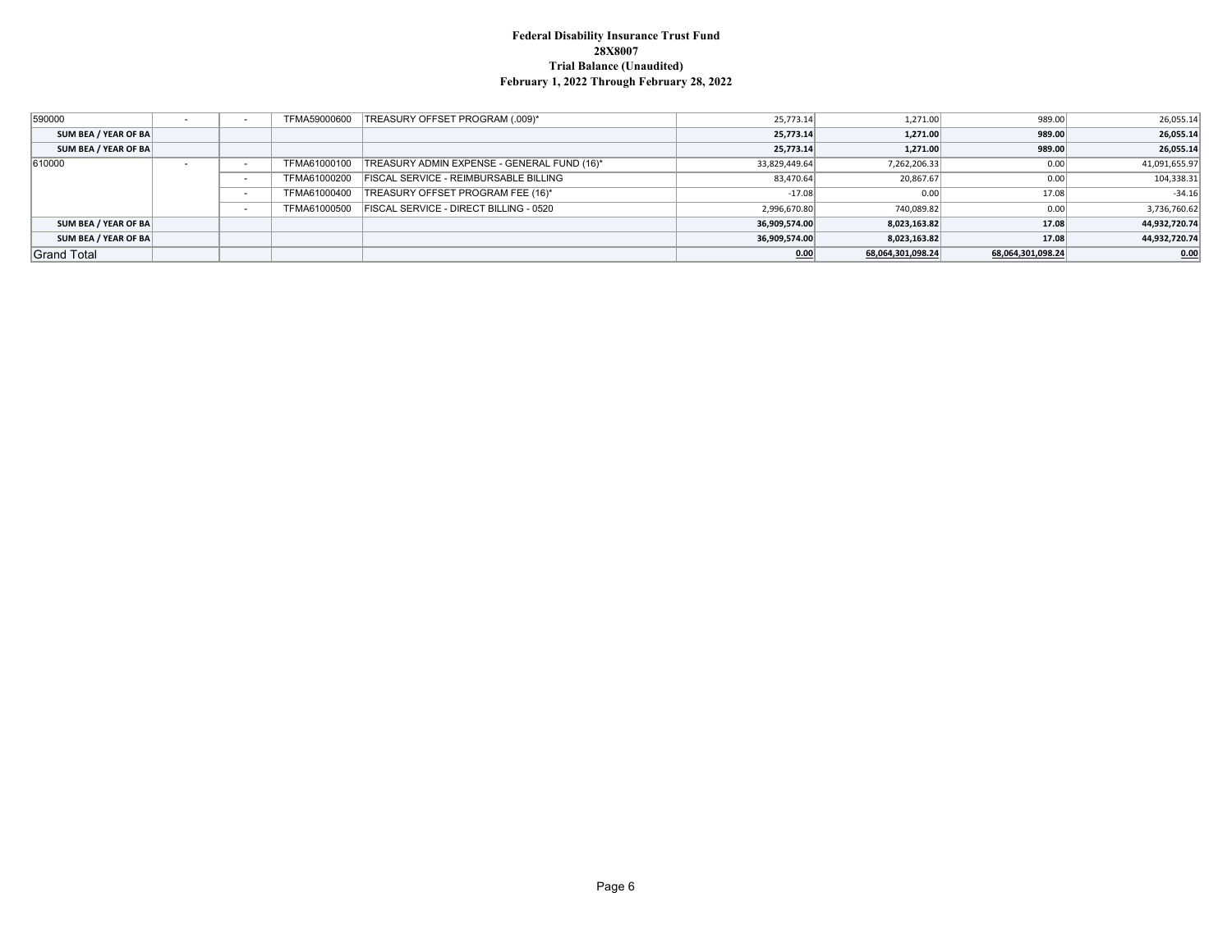**Federal Disability Insurance Trust Fund**
**28X8007**
**Trial Balance (Unaudited)**
**February 1, 2022 Through February 28, 2022**

| | | | | | | | | |
|---|---|---|---|---|---|---|---|---|
| 590000 | - | - | TFMA59000600 | TREASURY OFFSET PROGRAM (.009)* | 25,773.14 | 1,271.00 | 989.00 | 26,055.14 |
| **SUM BEA / YEAR OF BA** | | | | | **25,773.14** | **1,271.00** | **989.00** | **26,055.14** |
| **SUM BEA / YEAR OF BA** | | | | | **25,773.14** | **1,271.00** | **989.00** | **26,055.14** |
| 610000 | - | - | TFMA61000100 | TREASURY ADMIN EXPENSE - GENERAL FUND (16)* | 33,829,449.64 | 7,262,206.33 | 0.00 | 41,091,655.97 |
| | | - | TFMA61000200 | FISCAL SERVICE - REIMBURSABLE BILLING | 83,470.64 | 20,867.67 | 0.00 | 104,338.31 |
| | | - | TFMA61000400 | TREASURY OFFSET PROGRAM FEE (16)* | -17.08 | 0.00 | 17.08 | -34.16 |
| | | - | TFMA61000500 | FISCAL SERVICE - DIRECT BILLING - 0520 | 2,996,670.80 | 740,089.82 | 0.00 | 3,736,760.62 |
| **SUM BEA / YEAR OF BA** | | | | | **36,909,574.00** | **8,023,163.82** | **17.08** | **44,932,720.74** |
| **SUM BEA / YEAR OF BA** | | | | | **36,909,574.00** | **8,023,163.82** | **17.08** | **44,932,720.74** |
| Grand Total | | | | | **0.00** | **68,064,301,098.24** | **68,064,301,098.24** | **0.00** |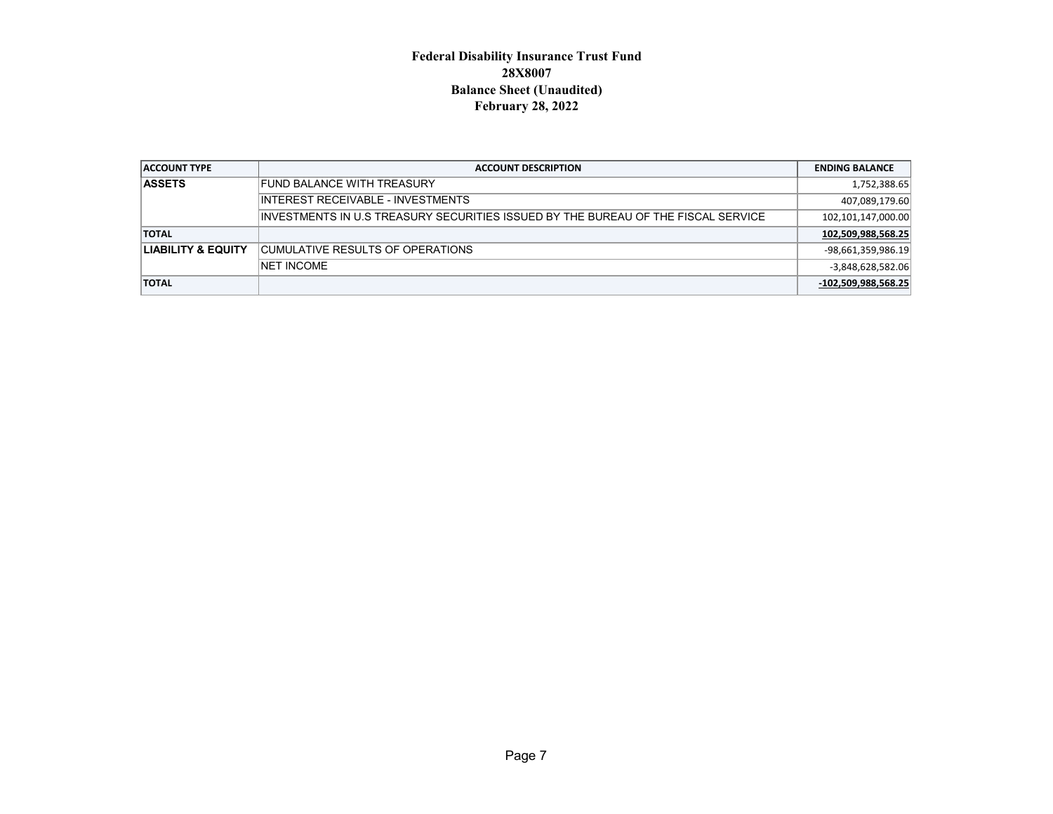# Federal Disability Insurance Trust Fund
## 28X8007
## Balance Sheet (Unaudited)
## February 28, 2022

| ACCOUNT TYPE | ACCOUNT DESCRIPTION | ENDING BALANCE |
|---|---|---|
| **ASSETS** | FUND BALANCE WITH TREASURY | 1,752,388.65 |
| | INTEREST RECEIVABLE - INVESTMENTS | 407,089,179.60 |
| | INVESTMENTS IN U.S TREASURY SECURITIES ISSUED BY THE BUREAU OF THE FISCAL SERVICE | 102,101,147,000.00 |
| **TOTAL** | | **102,509,988,568.25** |
| **LIABILITY & EQUITY** | CUMULATIVE RESULTS OF OPERATIONS | -98,661,359,986.19 |
| | NET INCOME | -3,848,628,582.06 |
| **TOTAL** | | **-102,509,988,568.25** |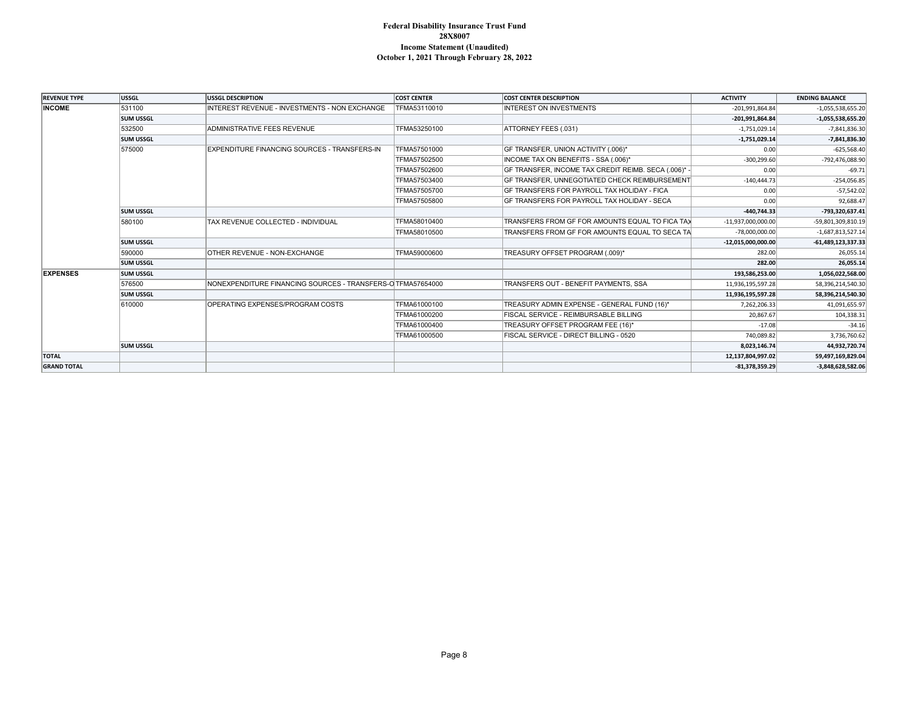**Federal Disability Insurance Trust Fund**
**28X8007**
**Income Statement (Unaudited)**
**October 1, 2021 Through February 28, 2022**

| REVENUE TYPE | USSGL | USSGL DESCRIPTION | COST CENTER | COST CENTER DESCRIPTION | ACTIVITY | ENDING BALANCE |
|---|---|---|---|---|---|---|
| **INCOME** | 531100 | INTEREST REVENUE - INVESTMENTS - NON EXCHANGE | TFMA53110010 | INTEREST ON INVESTMENTS | -201,991,864.84 | -1,055,538,655.20 |
| | **SUM USSGL** | | | | **-201,991,864.84** | **-1,055,538,655.20** |
| | 532500 | ADMINISTRATIVE FEES REVENUE | TFMA53250100 | ATTORNEY FEES (.031) | -1,751,029.14 | -7,841,836.30 |
| | **SUM USSGL** | | | | **-1,751,029.14** | **-7,841,836.30** |
| | 575000 | EXPENDITURE FINANCING SOURCES - TRANSFERS-IN | TFMA57501000 | GF TRANSFER, UNION ACTIVITY (.006)* | 0.00 | -625,568.40 |
| | | | TFMA57502500 | INCOME TAX ON BENEFITS - SSA (.006)* | -300,299.60 | -792,476,088.90 |
| | | | TFMA57502600 | GF TRANSFER, INCOME TAX CREDIT REIMB. SECA (.006)* - | 0.00 | -69.71 |
| | | | TFMA57503400 | GF TRANSFER, UNNEGOTIATED CHECK REIMBURSEMENT | -140,444.73 | -254,056.85 |
| | | | TFMA57505700 | GF TRANSFERS FOR PAYROLL TAX HOLIDAY - FICA | 0.00 | -57,542.02 |
| | | | TFMA57505800 | GF TRANSFERS FOR PAYROLL TAX HOLIDAY - SECA | 0.00 | 92,688.47 |
| | **SUM USSGL** | | | | **-440,744.33** | **-793,320,637.41** |
| | 580100 | TAX REVENUE COLLECTED - INDIVIDUAL | TFMA58010400 | TRANSFERS FROM GF FOR AMOUNTS EQUAL TO FICA TAX | -11,937,000,000.00 | -59,801,309,810.19 |
| | | | TFMA58010500 | TRANSFERS FROM GF FOR AMOUNTS EQUAL TO SECA TA | -78,000,000.00 | -1,687,813,527.14 |
| | **SUM USSGL** | | | | **-12,015,000,000.00** | **-61,489,123,337.33** |
| | 590000 | OTHER REVENUE - NON-EXCHANGE | TFMA59000600 | TREASURY OFFSET PROGRAM (.009)* | 282.00 | 26,055.14 |
| | **SUM USSGL** | | | | **282.00** | **26,055.14** |
| **EXPENSES** | **SUM USSGL** | | | | **193,586,253.00** | **1,056,022,568.00** |
| | 576500 | NONEXPENDITURE FINANCING SOURCES - TRANSFERS-O | TFMA57654000 | TRANSFERS OUT - BENEFIT PAYMENTS, SSA | 11,936,195,597.28 | 58,396,214,540.30 |
| | **SUM USSGL** | | | | **11,936,195,597.28** | **58,396,214,540.30** |
| | 610000 | OPERATING EXPENSES/PROGRAM COSTS | TFMA61000100 | TREASURY ADMIN EXPENSE - GENERAL FUND (16)* | 7,262,206.33 | 41,091,655.97 |
| | | | TFMA61000200 | FISCAL SERVICE - REIMBURSABLE BILLING | 20,867.67 | 104,338.31 |
| | | | TFMA61000400 | TREASURY OFFSET PROGRAM FEE (16)* | -17.08 | -34.16 |
| | | | TFMA61000500 | FISCAL SERVICE - DIRECT BILLING - 0520 | 740,089.82 | 3,736,760.62 |
| | **SUM USSGL** | | | | **8,023,146.74** | **44,932,720.74** |
| **TOTAL** | | | | | **12,137,804,997.02** | **59,497,169,829.04** |
| **GRAND TOTAL** | | | | | **-81,378,359.29** | **-3,848,628,582.06** |